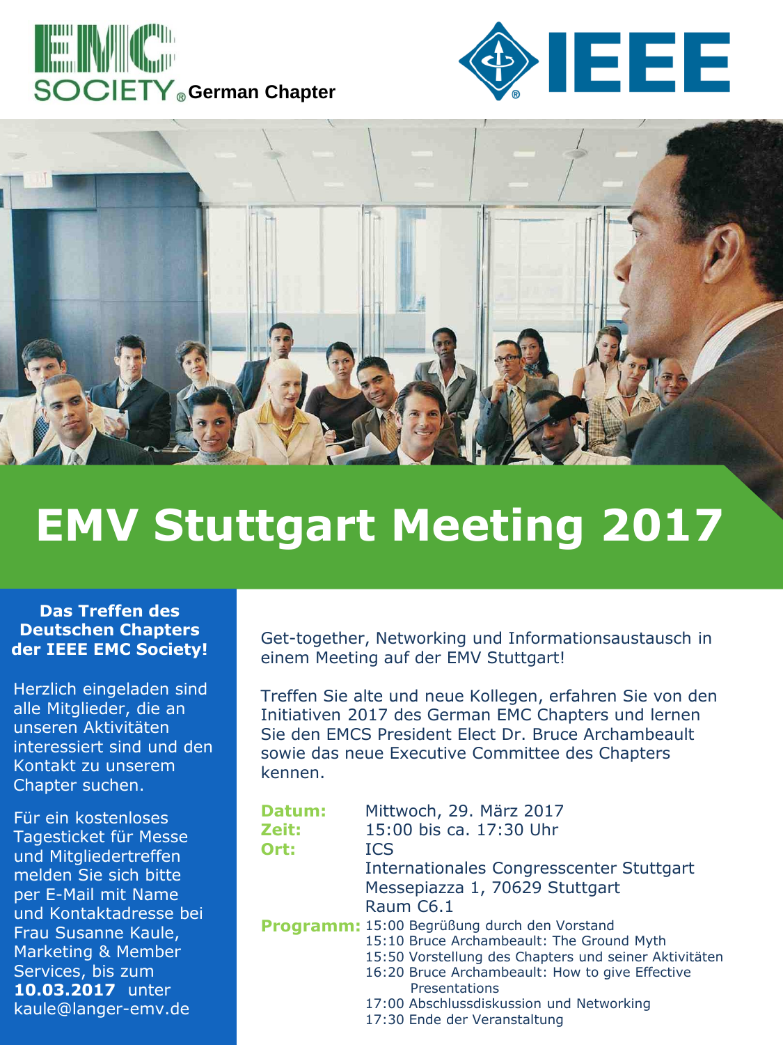EMC SOCIETY® German Chapter

IEEE

# EMV Stuttgart Meeting 2017

**Das Treffen des Deutschen Chapters der IEEE EMC Society!**

Herzlich eingeladen sind alle Mitglieder, die an unseren Aktivitäten interessiert sind und den Kontakt zu unserem Chapter suchen.

Für ein kostenloses Tagesticket für Messe und Mitgliedertreffen melden Sie sich bitte per E-Mail mit Name und Kontaktadresse bei Frau Susanne Kaule, Marketing & Member Services, bis zum **10.03.2017** unter kaule@langer-emv.de

Get-together, Networking und Informationsaustausch in einem Meeting auf der EMV Stuttgart!

Treffen Sie alte und neue Kollegen, erfahren Sie von den Initiativen 2017 des German EMC Chapters und lernen Sie den EMCS President Elect Dr. Bruce Archambeault sowie das neue Executive Committee des Chapters kennen.

**Datum:** Mittwoch, 29. März 2017

**Zeit:** 15:00 bis ca. 17:30 Uhr

**Ort:** ICS  
Internationales Congresscenter Stuttgart  
Messepiazza 1, 70629 Stuttgart  
Raum C6.1

**Programm:**

- 15:00 Begrüßung durch den Vorstand
- 15:10 Bruce Archambeault: The Ground Myth
- 15:50 Vorstellung des Chapters und seiner Aktivitäten
- 16:20 Bruce Archambeault: How to give Effective Presentations
- 17:00 Abschlussdiskussion und Networking
- 17:30 Ende der Veranstaltung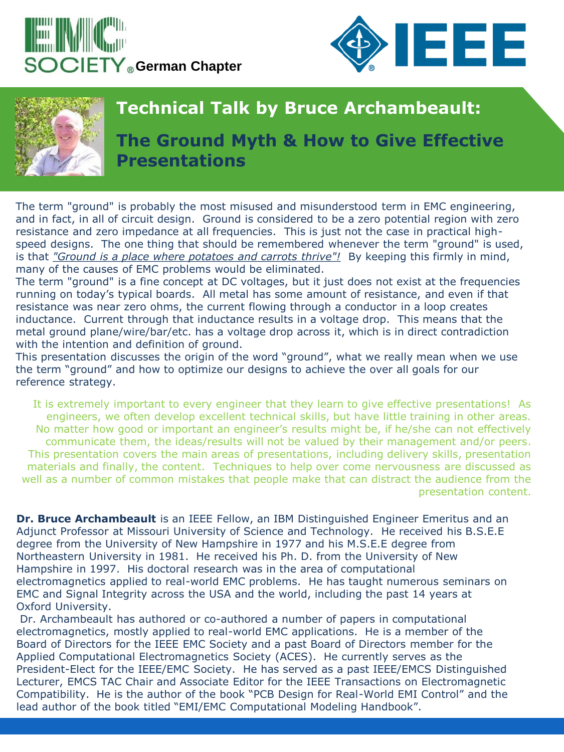EMC SOCIETY German Chapter

IEEE

# Technical Talk by Bruce Archambeault:

## The Ground Myth & How to Give Effective Presentations

The term "ground" is probably the most misused and misunderstood term in EMC engineering, and in fact, in all of circuit design. Ground is considered to be a zero potential region with zero resistance and zero impedance at all frequencies. This is just not the case in practical high-speed designs. The one thing that should be remembered whenever the term "ground" is used, is that *"Ground is a place where potatoes and carrots thrive"!* By keeping this firmly in mind, many of the causes of EMC problems would be eliminated.

The term "ground" is a fine concept at DC voltages, but it just does not exist at the frequencies running on today's typical boards. All metal has some amount of resistance, and even if that resistance was near zero ohms, the current flowing through a conductor in a loop creates inductance. Current through that inductance results in a voltage drop. This means that the metal ground plane/wire/bar/etc. has a voltage drop across it, which is in direct contradiction with the intention and definition of ground.

This presentation discusses the origin of the word "ground", what we really mean when we use the term "ground" and how to optimize our designs to achieve the over all goals for our reference strategy.

It is extremely important to every engineer that they learn to give effective presentations! As engineers, we often develop excellent technical skills, but have little training in other areas. No matter how good or important an engineer's results might be, if he/she can not effectively communicate them, the ideas/results will not be valued by their management and/or peers. This presentation covers the main areas of presentations, including delivery skills, presentation materials and finally, the content. Techniques to help over come nervousness are discussed as well as a number of common mistakes that people make that can distract the audience from the presentation content.

**Dr. Bruce Archambeault** is an IEEE Fellow, an IBM Distinguished Engineer Emeritus and an Adjunct Professor at Missouri University of Science and Technology. He received his B.S.E.E degree from the University of New Hampshire in 1977 and his M.S.E.E degree from Northeastern University in 1981. He received his Ph. D. from the University of New Hampshire in 1997. His doctoral research was in the area of computational electromagnetics applied to real-world EMC problems. He has taught numerous seminars on EMC and Signal Integrity across the USA and the world, including the past 14 years at Oxford University.

Dr. Archambeault has authored or co-authored a number of papers in computational electromagnetics, mostly applied to real-world EMC applications. He is a member of the Board of Directors for the IEEE EMC Society and a past Board of Directors member for the Applied Computational Electromagnetics Society (ACES). He currently serves as the President-Elect for the IEEE/EMC Society. He has served as a past IEEE/EMCS Distinguished Lecturer, EMCS TAC Chair and Associate Editor for the IEEE Transactions on Electromagnetic Compatibility. He is the author of the book "PCB Design for Real-World EMI Control" and the lead author of the book titled "EMI/EMC Computational Modeling Handbook".